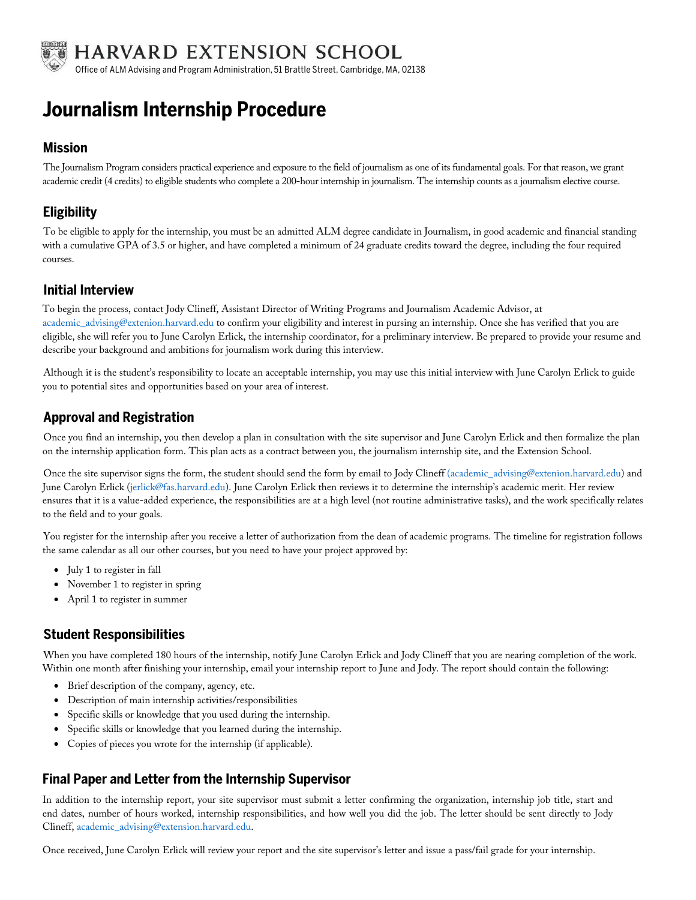HARVARD EXTENSION SCHOOL

Office of ALM Advising and Program Administration, 51 Brattle Street, Cambridge, MA, 02138

# Journalism Internship Procedure

## Mission

The Journalism Program considers practical experience and exposure to the field of journalism as one of its fundamental goals. For that reason, we grant academic credit (4 credits) to eligible students who complete a 200-hour internship in journalism. The internship counts as a journalism elective course.

## Eligibility

To be eligible to apply for the internship, you must be an admitted ALM degree candidate in Journalism, in good academic and financial standing with a cumulative GPA of 3.5 or higher, and have completed a minimum of 24 graduate credits toward the degree, including the four required courses.

## Initial Interview

To begin the process, contact Jody Clineff, Assistant Director of Writing Programs and Journalism Academic Advisor, at academic_advising@extenion.harvard.edu to confirm your eligibility and interest in pursing an internship. Once she has verified that you are eligible, she will refer you to June Carolyn Erlick, the internship coordinator, for a preliminary interview. Be prepared to provide your resume and describe your background and ambitions for journalism work during this interview.

Although it is the student's responsibility to locate an acceptable internship, you may use this initial interview with June Carolyn Erlick to guide you to potential sites and opportunities based on your area of interest.

## Approval and Registration

Once you find an internship, you then develop a plan in consultation with the site supervisor and June Carolyn Erlick and then formalize the plan on the internship application form. This plan acts as a contract between you, the journalism internship site, and the Extension School.

Once the site supervisor signs the form, the student should send the form by email to Jody Clineff (academic_advising@extenion.harvard.edu) and June Carolyn Erlick (jerlick@fas.harvard.edu). June Carolyn Erlick then reviews it to determine the internship's academic merit. Her review ensures that it is a value-added experience, the responsibilities are at a high level (not routine administrative tasks), and the work specifically relates to the field and to your goals.

You register for the internship after you receive a letter of authorization from the dean of academic programs. The timeline for registration follows the same calendar as all our other courses, but you need to have your project approved by:

- July 1 to register in fall
- November 1 to register in spring
- April 1 to register in summer

## Student Responsibilities

When you have completed 180 hours of the internship, notify June Carolyn Erlick and Jody Clineff that you are nearing completion of the work. Within one month after finishing your internship, email your internship report to June and Jody. The report should contain the following:

- Brief description of the company, agency, etc.
- Description of main internship activities/responsibilities
- Specific skills or knowledge that you used during the internship.
- Specific skills or knowledge that you learned during the internship.
- Copies of pieces you wrote for the internship (if applicable).

## Final Paper and Letter from the Internship Supervisor

In addition to the internship report, your site supervisor must submit a letter confirming the organization, internship job title, start and end dates, number of hours worked, internship responsibilities, and how well you did the job. The letter should be sent directly to Jody Clineff, academic_advising@extension.harvard.edu.

Once received, June Carolyn Erlick will review your report and the site supervisor's letter and issue a pass/fail grade for your internship.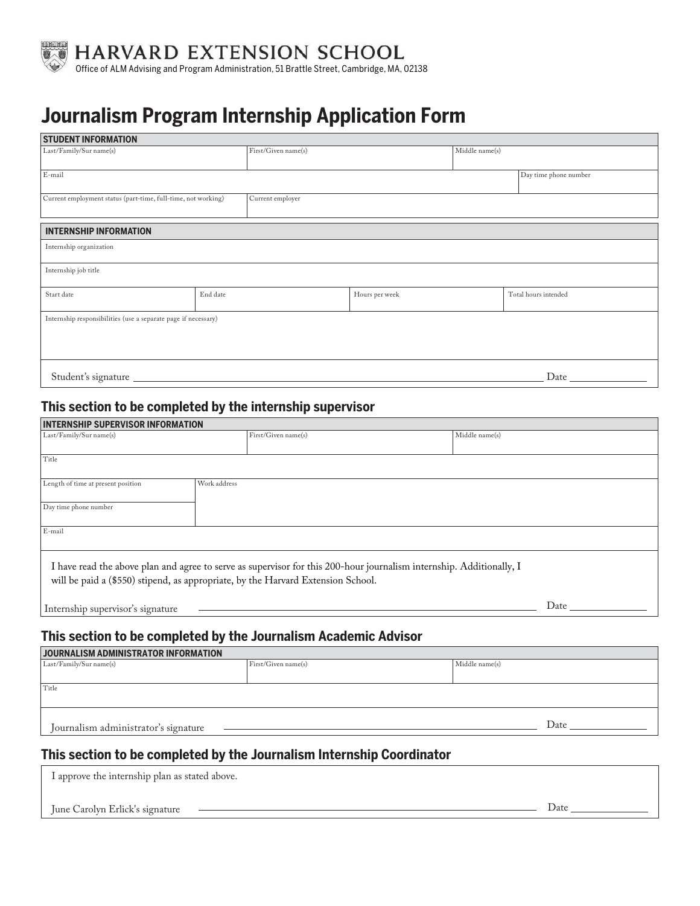HARVARD EXTENSION SCHOOL

Office of ALM Advising and Program Administration, 51 Brattle Street, Cambridge, MA, 02138

# Journalism Program Internship Application Form

| STUDENT INFORMATION | | |
|---|---|---|
| Last/Family/Sur name(s) | First/Given name(s) | Middle name(s) |
| E-mail | | Day time phone number |
| Current employment status (part-time, full-time, not working) | Current employer | |

| INTERNSHIP INFORMATION | | | |
|---|---|---|---|
| Internship organization | | | |
| Internship job title | | | |
| Start date | End date | Hours per week | Total hours intended |
| Internship responsibilities (use a separate page if necessary) | | | |

Student's signature ______________________________ Date ____________

## This section to be completed by the internship supervisor

| INTERNSHIP SUPERVISOR INFORMATION | | |
|---|---|---|
| Last/Family/Sur name(s) | First/Given name(s) | Middle name(s) |
| Title | | |
| Length of time at present position | Work address | |
| Day time phone number | | |
| E-mail | | |

I have read the above plan and agree to serve as supervisor for this 200-hour journalism internship. Additionally, I will be paid a ($550) stipend, as appropriate, by the Harvard Extension School.

Internship supervisor's signature ______________________________ Date ____________

## This section to be completed by the Journalism Academic Advisor

| JOURNALISM ADMINISTRATOR INFORMATION | | |
|---|---|---|
| Last/Family/Sur name(s) | First/Given name(s) | Middle name(s) |
| Title | | |

Journalism administrator's signature ______________________________ Date ____________

## This section to be completed by the Journalism Internship Coordinator

I approve the internship plan as stated above.

June Carolyn Erlick's signature ______________________________ Date ____________